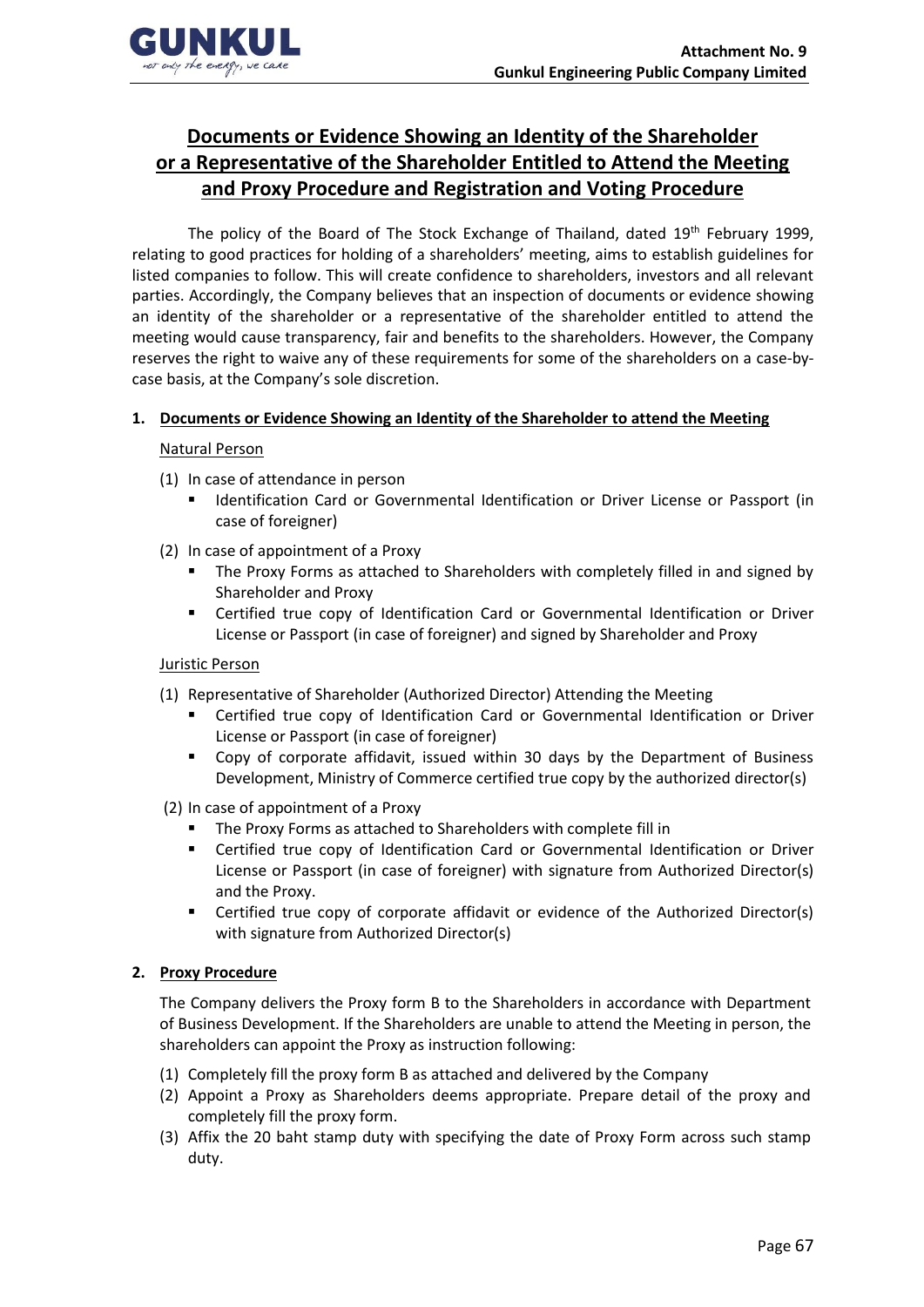# Documents or Evidence Showing an Identity of the Shareholder or a Representative of the Shareholder Entitled to Attend the Meeting and Proxy Procedure and Registration and Voting Procedure

The policy of the Board of The Stock Exchange of Thailand, dated 19th February 1999, relating to good practices for holding of a shareholders' meeting, aims to establish guidelines for listed companies to follow. This will create confidence to shareholders, investors and all relevant parties. Accordingly, the Company believes that an inspection of documents or evidence showing an identity of the shareholder or a representative of the shareholder entitled to attend the meeting would cause transparency, fair and benefits to the shareholders. However, the Company reserves the right to waive any of these requirements for some of the shareholders on a case-by-case basis, at the Company's sole discretion.

## 1. Documents or Evidence Showing an Identity of the Shareholder to attend the Meeting

Natural Person

(1) In case of attendance in person
- Identification Card or Governmental Identification or Driver License or Passport (in case of foreigner)

(2) In case of appointment of a Proxy
- The Proxy Forms as attached to Shareholders with completely filled in and signed by Shareholder and Proxy
- Certified true copy of Identification Card or Governmental Identification or Driver License or Passport (in case of foreigner) and signed by Shareholder and Proxy

Juristic Person

(1) Representative of Shareholder (Authorized Director) Attending the Meeting
- Certified true copy of Identification Card or Governmental Identification or Driver License or Passport (in case of foreigner)
- Copy of corporate affidavit, issued within 30 days by the Department of Business Development, Ministry of Commerce certified true copy by the authorized director(s)

(2) In case of appointment of a Proxy
- The Proxy Forms as attached to Shareholders with complete fill in
- Certified true copy of Identification Card or Governmental Identification or Driver License or Passport (in case of foreigner) with signature from Authorized Director(s) and the Proxy.
- Certified true copy of corporate affidavit or evidence of the Authorized Director(s) with signature from Authorized Director(s)

## 2. Proxy Procedure

The Company delivers the Proxy form B to the Shareholders in accordance with Department of Business Development. If the Shareholders are unable to attend the Meeting in person, the shareholders can appoint the Proxy as instruction following:

(1) Completely fill the proxy form B as attached and delivered by the Company
(2) Appoint a Proxy as Shareholders deems appropriate. Prepare detail of the proxy and completely fill the proxy form.
(3) Affix the 20 baht stamp duty with specifying the date of Proxy Form across such stamp duty.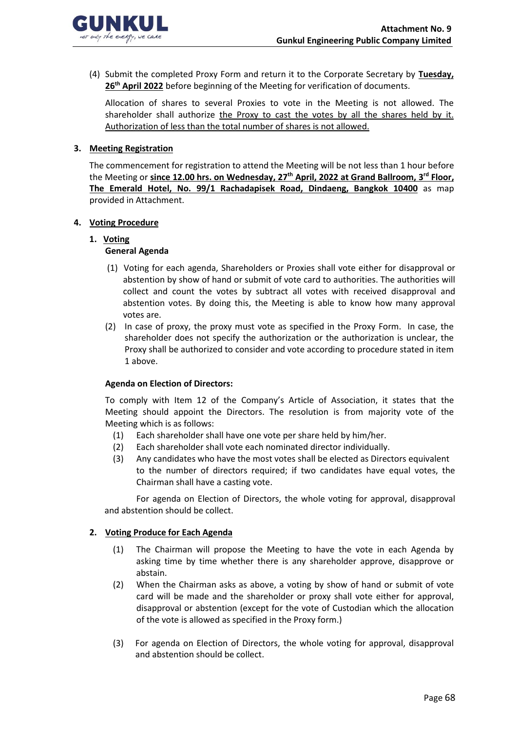(4) Submit the completed Proxy Form and return it to the Corporate Secretary by **Tuesday, 26th April 2022** before beginning of the Meeting for verification of documents.

Allocation of shares to several Proxies to vote in the Meeting is not allowed. The shareholder shall authorize the Proxy to cast the votes by all the shares held by it. Authorization of less than the total number of shares is not allowed.

## 3. Meeting Registration

The commencement for registration to attend the Meeting will be not less than 1 hour before the Meeting or **since 12.00 hrs. on Wednesday, 27th April, 2022 at Grand Ballroom, 3rd Floor, The Emerald Hotel, No. 99/1 Rachadapisek Road, Dindaeng, Bangkok 10400** as map provided in Attachment.

## 4. Voting Procedure

### 1. Voting

**General Agenda**

(1) Voting for each agenda, Shareholders or Proxies shall vote either for disapproval or abstention by show of hand or submit of vote card to authorities. The authorities will collect and count the votes by subtract all votes with received disapproval and abstention votes. By doing this, the Meeting is able to know how many approval votes are.

(2) In case of proxy, the proxy must vote as specified in the Proxy Form. In case, the shareholder does not specify the authorization or the authorization is unclear, the Proxy shall be authorized to consider and vote according to procedure stated in item 1 above.

**Agenda on Election of Directors:**

To comply with Item 12 of the Company's Article of Association, it states that the Meeting should appoint the Directors. The resolution is from majority vote of the Meeting which is as follows:

(1) Each shareholder shall have one vote per share held by him/her.

(2) Each shareholder shall vote each nominated director individually.

(3) Any candidates who have the most votes shall be elected as Directors equivalent to the number of directors required; if two candidates have equal votes, the Chairman shall have a casting vote.

For agenda on Election of Directors, the whole voting for approval, disapproval and abstention should be collect.

### 2. Voting Produce for Each Agenda

(1) The Chairman will propose the Meeting to have the vote in each Agenda by asking time by time whether there is any shareholder approve, disapprove or abstain.

(2) When the Chairman asks as above, a voting by show of hand or submit of vote card will be made and the shareholder or proxy shall vote either for approval, disapproval or abstention (except for the vote of Custodian which the allocation of the vote is allowed as specified in the Proxy form.)

(3) For agenda on Election of Directors, the whole voting for approval, disapproval and abstention should be collect.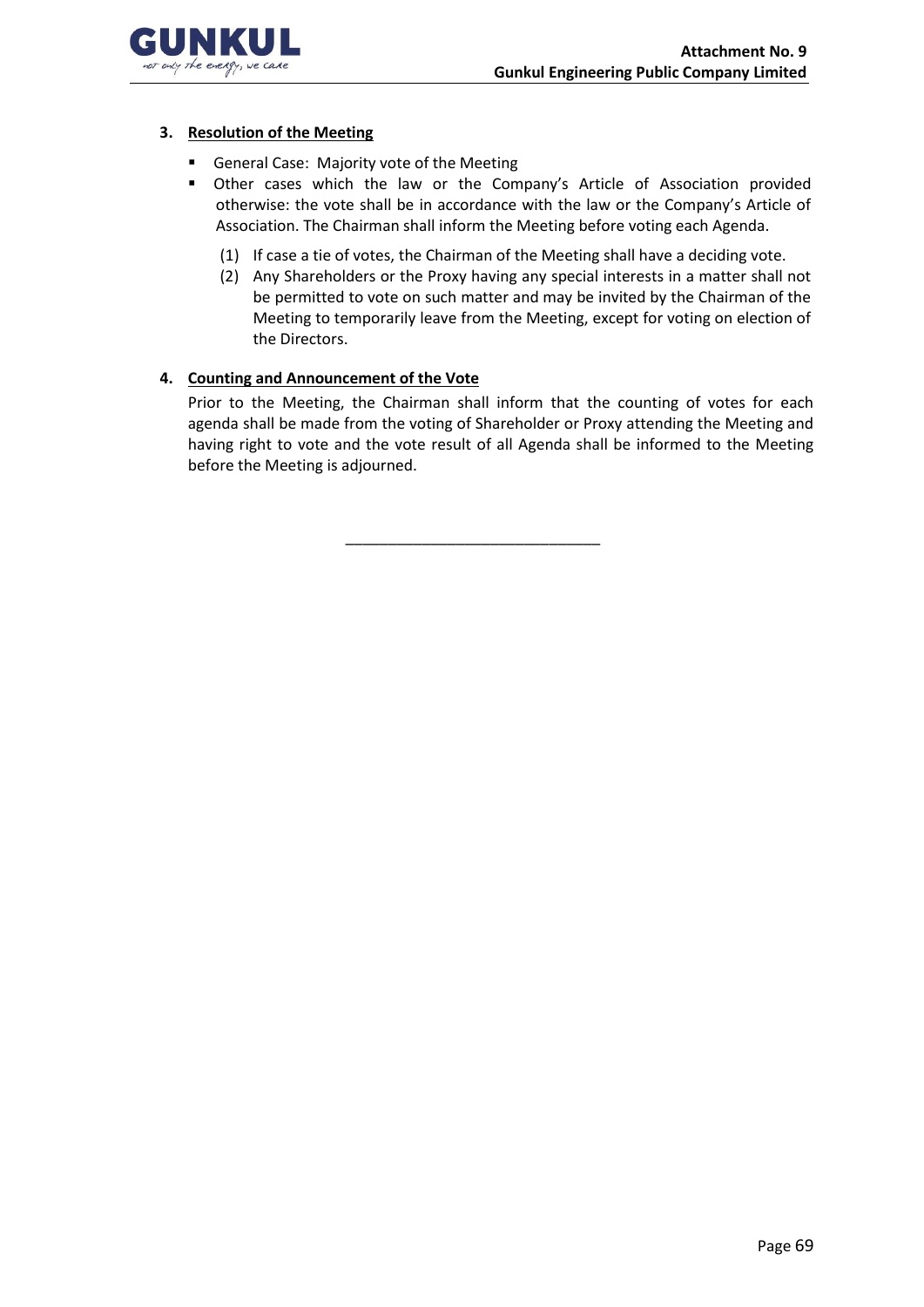**3. Resolution of the Meeting**

- General Case: Majority vote of the Meeting
- Other cases which the law or the Company's Article of Association provided otherwise: the vote shall be in accordance with the law or the Company's Article of Association. The Chairman shall inform the Meeting before voting each Agenda.

  (1) If case a tie of votes, the Chairman of the Meeting shall have a deciding vote.

  (2) Any Shareholders or the Proxy having any special interests in a matter shall not be permitted to vote on such matter and may be invited by the Chairman of the Meeting to temporarily leave from the Meeting, except for voting on election of the Directors.

**4. Counting and Announcement of the Vote**

Prior to the Meeting, the Chairman shall inform that the counting of votes for each agenda shall be made from the voting of Shareholder or Proxy attending the Meeting and having right to vote and the vote result of all Agenda shall be informed to the Meeting before the Meeting is adjourned.

______________________________